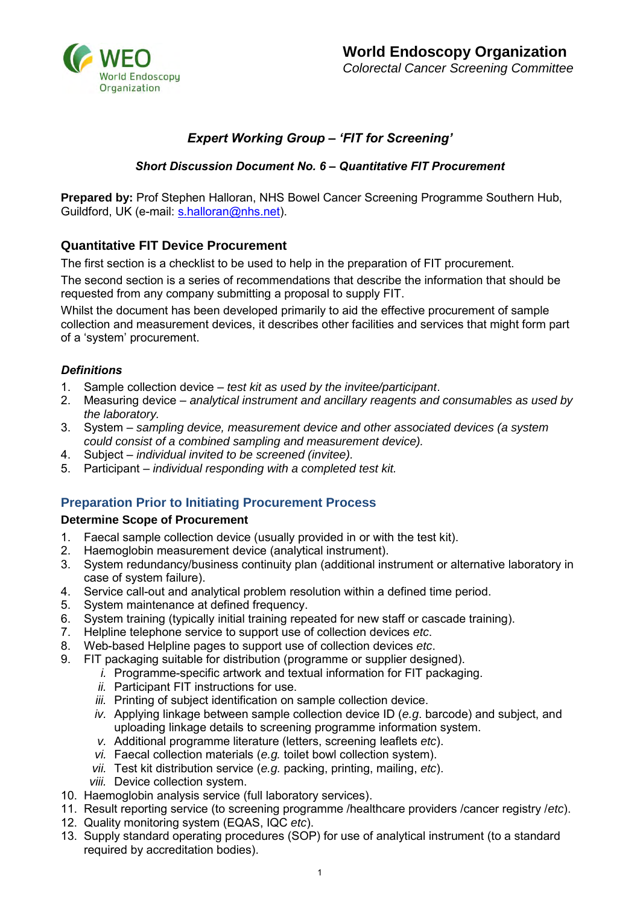**World Endoscopy Organization**
*Colorectal Cancer Screening Committee*

## *Expert Working Group – 'FIT for Screening'*

### *Short Discussion Document No. 6 – Quantitative FIT Procurement*

**Prepared by:** Prof Stephen Halloran, NHS Bowel Cancer Screening Programme Southern Hub, Guildford, UK (e-mail: s.halloran@nhs.net).

### Quantitative FIT Device Procurement

The first section is a checklist to be used to help in the preparation of FIT procurement.

The second section is a series of recommendations that describe the information that should be requested from any company submitting a proposal to supply FIT.

Whilst the document has been developed primarily to aid the effective procurement of sample collection and measurement devices, it describes other facilities and services that might form part of a 'system' procurement.

#### *Definitions*

1. Sample collection device – *test kit as used by the invitee/participant*.
2. Measuring device – *analytical instrument and ancillary reagents and consumables as used by the laboratory.*
3. System – *sampling device, measurement device and other associated devices (a system could consist of a combined sampling and measurement device).*
4. Subject – *individual invited to be screened (invitee).*
5. Participant – *individual responding with a completed test kit.*

### Preparation Prior to Initiating Procurement Process

**Determine Scope of Procurement**

1. Faecal sample collection device (usually provided in or with the test kit).
2. Haemoglobin measurement device (analytical instrument).
3. System redundancy/business continuity plan (additional instrument or alternative laboratory in case of system failure).
4. Service call-out and analytical problem resolution within a defined time period.
5. System maintenance at defined frequency.
6. System training (typically initial training repeated for new staff or cascade training).
7. Helpline telephone service to support use of collection devices *etc*.
8. Web-based Helpline pages to support use of collection devices *etc*.
9. FIT packaging suitable for distribution (programme or supplier designed).
   i. Programme-specific artwork and textual information for FIT packaging.
   ii. Participant FIT instructions for use.
   iii. Printing of subject identification on sample collection device.
   iv. Applying linkage between sample collection device ID (*e.g*. barcode) and subject, and uploading linkage details to screening programme information system.
   v. Additional programme literature (letters, screening leaflets *etc*).
   vi. Faecal collection materials (*e.g.* toilet bowl collection system).
   vii. Test kit distribution service (*e.g.* packing, printing, mailing, *etc*).
   viii. Device collection system.
10. Haemoglobin analysis service (full laboratory services).
11. Result reporting service (to screening programme /healthcare providers /cancer registry /*etc*).
12. Quality monitoring system (EQAS, IQC *etc*).
13. Supply standard operating procedures (SOP) for use of analytical instrument (to a standard required by accreditation bodies).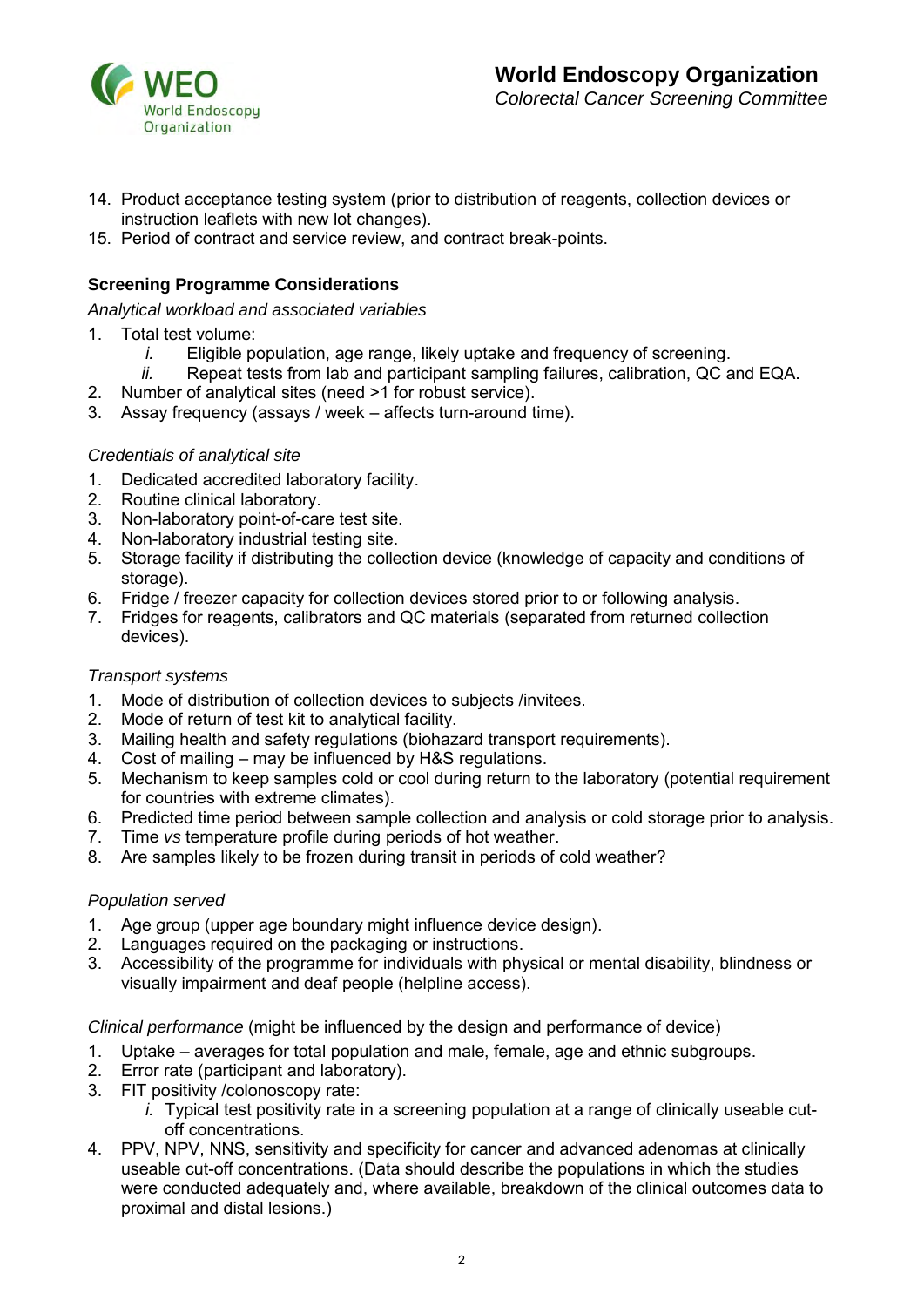14. Product acceptance testing system (prior to distribution of reagents, collection devices or instruction leaflets with new lot changes).
15. Period of contract and service review, and contract break-points.

**Screening Programme Considerations**

*Analytical workload and associated variables*

1. Total test volume:
   *i.* Eligible population, age range, likely uptake and frequency of screening.
   *ii.* Repeat tests from lab and participant sampling failures, calibration, QC and EQA.
2. Number of analytical sites (need >1 for robust service).
3. Assay frequency (assays / week – affects turn-around time).

*Credentials of analytical site*

1. Dedicated accredited laboratory facility.
2. Routine clinical laboratory.
3. Non-laboratory point-of-care test site.
4. Non-laboratory industrial testing site.
5. Storage facility if distributing the collection device (knowledge of capacity and conditions of storage).
6. Fridge / freezer capacity for collection devices stored prior to or following analysis.
7. Fridges for reagents, calibrators and QC materials (separated from returned collection devices).

*Transport systems*

1. Mode of distribution of collection devices to subjects /invitees.
2. Mode of return of test kit to analytical facility.
3. Mailing health and safety regulations (biohazard transport requirements).
4. Cost of mailing – may be influenced by H&S regulations.
5. Mechanism to keep samples cold or cool during return to the laboratory (potential requirement for countries with extreme climates).
6. Predicted time period between sample collection and analysis or cold storage prior to analysis.
7. Time *vs* temperature profile during periods of hot weather.
8. Are samples likely to be frozen during transit in periods of cold weather?

*Population served*

1. Age group (upper age boundary might influence device design).
2. Languages required on the packaging or instructions.
3. Accessibility of the programme for individuals with physical or mental disability, blindness or visually impairment and deaf people (helpline access).

*Clinical performance* (might be influenced by the design and performance of device)

1. Uptake – averages for total population and male, female, age and ethnic subgroups.
2. Error rate (participant and laboratory).
3. FIT positivity /colonoscopy rate:
   *i.* Typical test positivity rate in a screening population at a range of clinically useable cut-off concentrations.
4. PPV, NPV, NNS, sensitivity and specificity for cancer and advanced adenomas at clinically useable cut-off concentrations. (Data should describe the populations in which the studies were conducted adequately and, where available, breakdown of the clinical outcomes data to proximal and distal lesions.)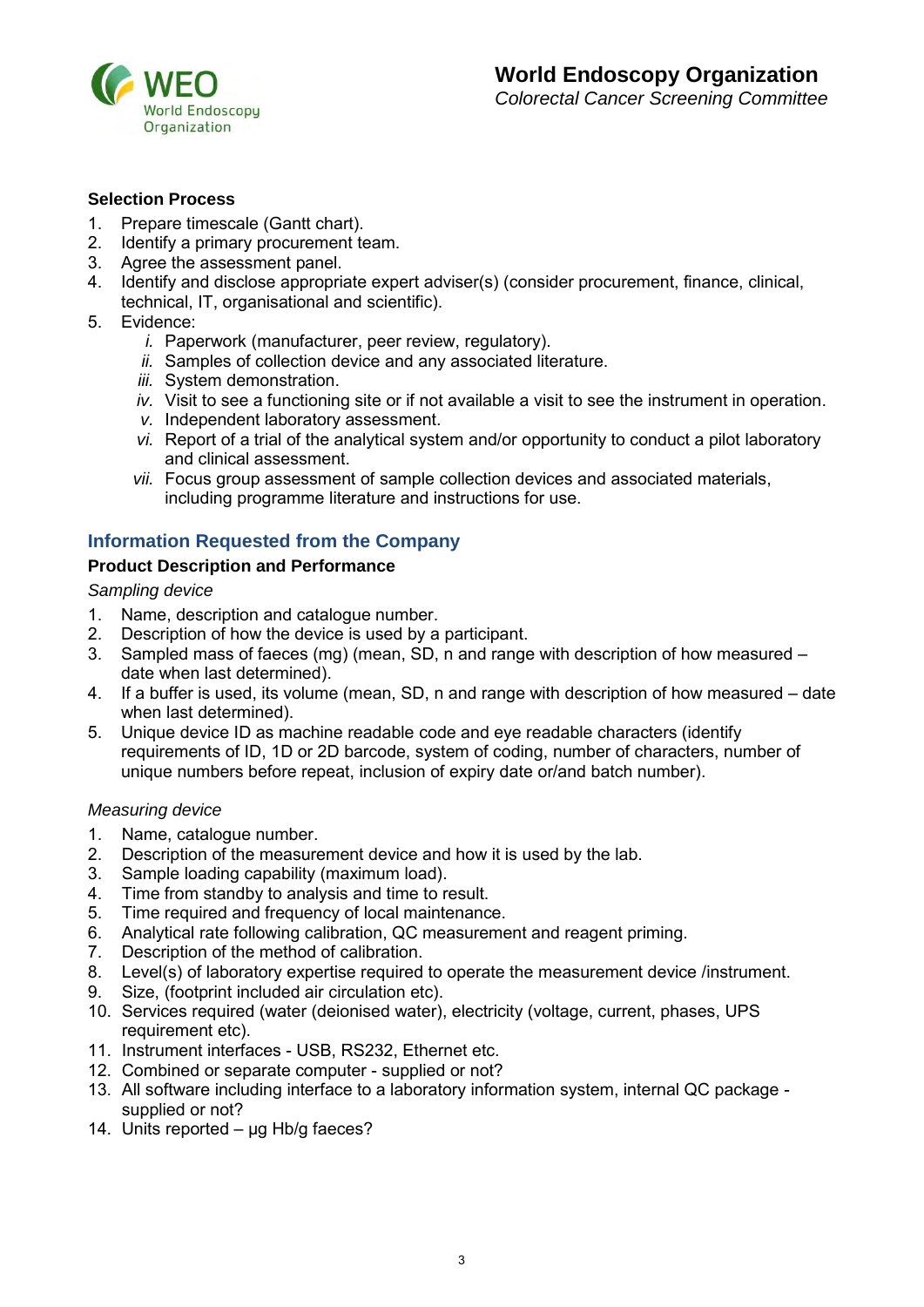### Selection Process

1. Prepare timescale (Gantt chart).
2. Identify a primary procurement team.
3. Agree the assessment panel.
4. Identify and disclose appropriate expert adviser(s) (consider procurement, finance, clinical, technical, IT, organisational and scientific).
5. Evidence:
   i. Paperwork (manufacturer, peer review, regulatory).
   ii. Samples of collection device and any associated literature.
   iii. System demonstration.
   iv. Visit to see a functioning site or if not available a visit to see the instrument in operation.
   v. Independent laboratory assessment.
   vi. Report of a trial of the analytical system and/or opportunity to conduct a pilot laboratory and clinical assessment.
   vii. Focus group assessment of sample collection devices and associated materials, including programme literature and instructions for use.

## Information Requested from the Company

### Product Description and Performance

*Sampling device*

1. Name, description and catalogue number.
2. Description of how the device is used by a participant.
3. Sampled mass of faeces (mg) (mean, SD, n and range with description of how measured – date when last determined).
4. If a buffer is used, its volume (mean, SD, n and range with description of how measured – date when last determined).
5. Unique device ID as machine readable code and eye readable characters (identify requirements of ID, 1D or 2D barcode, system of coding, number of characters, number of unique numbers before repeat, inclusion of expiry date or/and batch number).

*Measuring device*

1. Name, catalogue number.
2. Description of the measurement device and how it is used by the lab.
3. Sample loading capability (maximum load).
4. Time from standby to analysis and time to result.
5. Time required and frequency of local maintenance.
6. Analytical rate following calibration, QC measurement and reagent priming.
7. Description of the method of calibration.
8. Level(s) of laboratory expertise required to operate the measurement device /instrument.
9. Size, (footprint included air circulation etc).
10. Services required (water (deionised water), electricity (voltage, current, phases, UPS requirement etc).
11. Instrument interfaces - USB, RS232, Ethernet etc.
12. Combined or separate computer - supplied or not?
13. All software including interface to a laboratory information system, internal QC package - supplied or not?
14. Units reported – µg Hb/g faeces?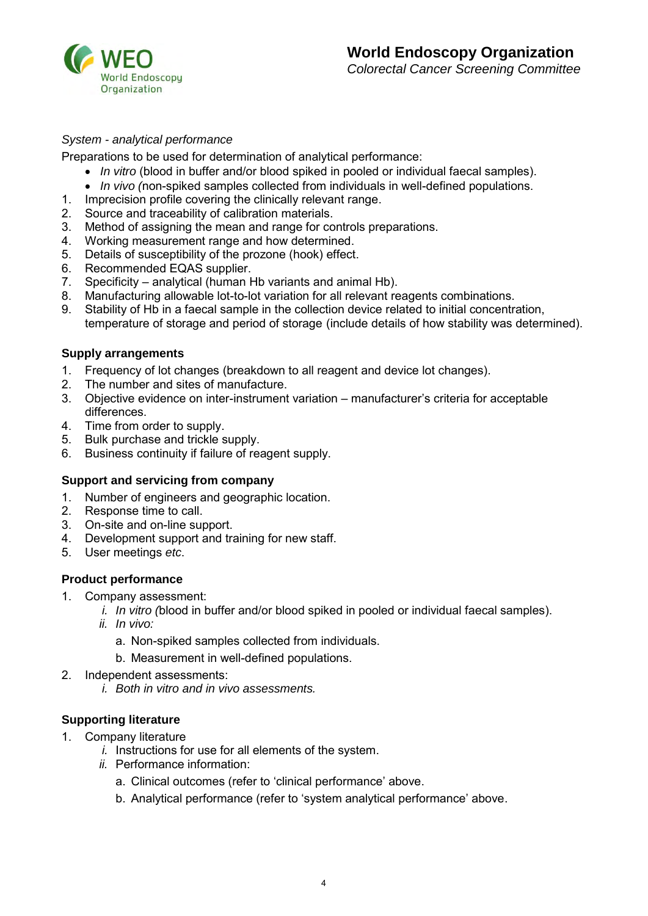*System - analytical performance*

Preparations to be used for determination of analytical performance:

- *In vitro* (blood in buffer and/or blood spiked in pooled or individual faecal samples).
- *In vivo (*non-spiked samples collected from individuals in well-defined populations.

1. Imprecision profile covering the clinically relevant range.
2. Source and traceability of calibration materials.
3. Method of assigning the mean and range for controls preparations.
4. Working measurement range and how determined.
5. Details of susceptibility of the prozone (hook) effect.
6. Recommended EQAS supplier.
7. Specificity – analytical (human Hb variants and animal Hb).
8. Manufacturing allowable lot-to-lot variation for all relevant reagents combinations.
9. Stability of Hb in a faecal sample in the collection device related to initial concentration, temperature of storage and period of storage (include details of how stability was determined).

**Supply arrangements**

1. Frequency of lot changes (breakdown to all reagent and device lot changes).
2. The number and sites of manufacture.
3. Objective evidence on inter-instrument variation – manufacturer's criteria for acceptable differences.
4. Time from order to supply.
5. Bulk purchase and trickle supply.
6. Business continuity if failure of reagent supply.

**Support and servicing from company**

1. Number of engineers and geographic location.
2. Response time to call.
3. On-site and on-line support.
4. Development support and training for new staff.
5. User meetings *etc*.

**Product performance**

1. Company assessment:
   - *i. In vitro (*blood in buffer and/or blood spiked in pooled or individual faecal samples).
   - *ii. In vivo:*
     - a. Non-spiked samples collected from individuals.
     - b. Measurement in well-defined populations.
2. Independent assessments:
   - *i. Both in vitro and in vivo assessments.*

**Supporting literature**

1. Company literature
   - *i.* Instructions for use for all elements of the system.
   - *ii.* Performance information:
     - a. Clinical outcomes (refer to 'clinical performance' above.
     - b. Analytical performance (refer to 'system analytical performance' above.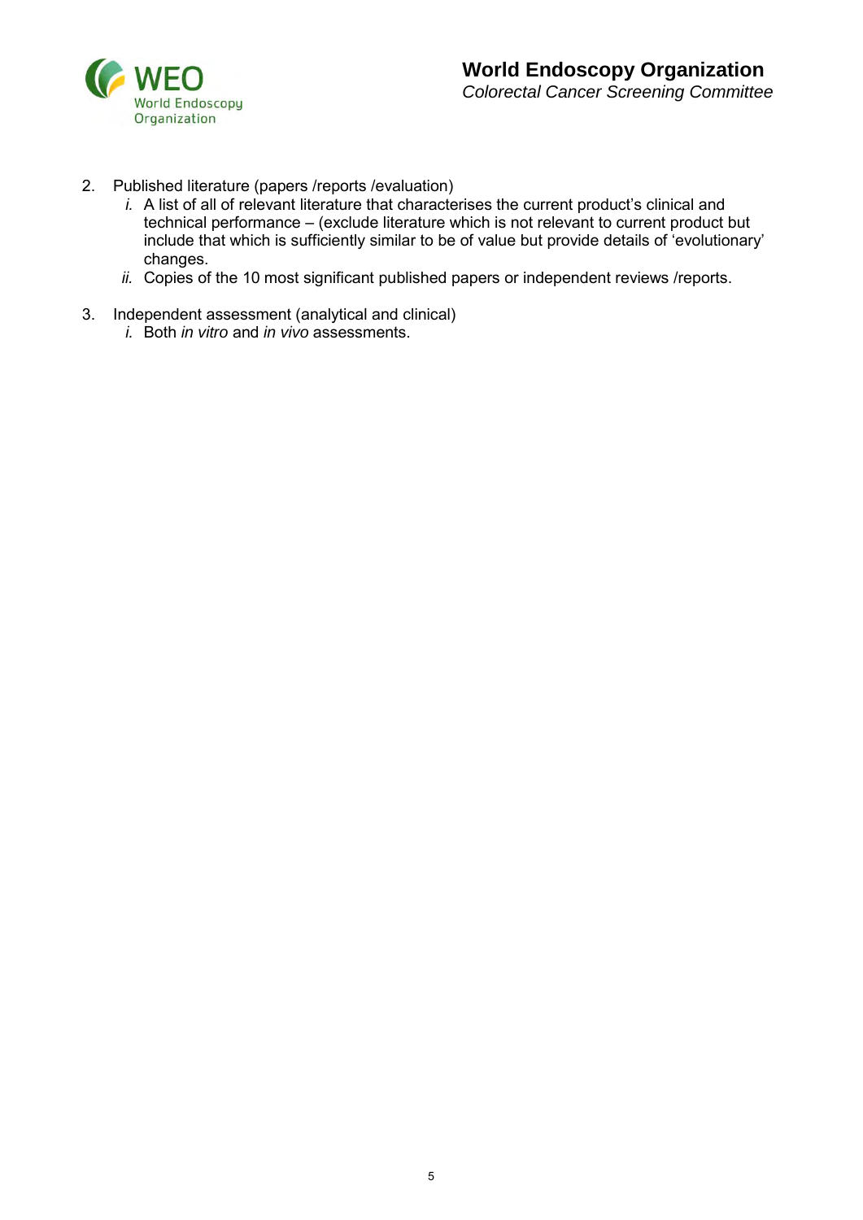2. Published literature (papers /reports /evaluation)
    *i.* A list of all of relevant literature that characterises the current product's clinical and technical performance – (exclude literature which is not relevant to current product but include that which is sufficiently similar to be of value but provide details of 'evolutionary' changes.
    *ii.* Copies of the 10 most significant published papers or independent reviews /reports.

3. Independent assessment (analytical and clinical)
    *i.* Both *in vitro* and *in vivo* assessments.